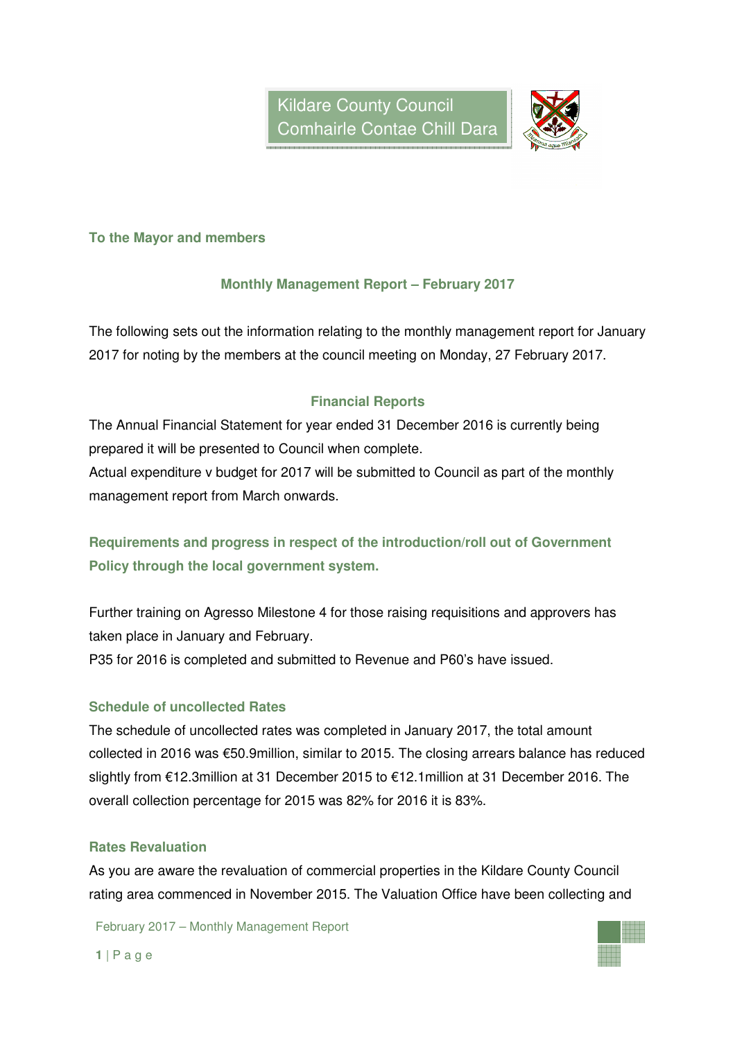Kildare County Council
Comhairle Contae Chill Dara

**To the Mayor and members**

## Monthly Management Report – February 2017

The following sets out the information relating to the monthly management report for January 2017 for noting by the members at the council meeting on Monday, 27 February 2017.

### Financial Reports

The Annual Financial Statement for year ended 31 December 2016 is currently being prepared it will be presented to Council when complete.
Actual expenditure v budget for 2017 will be submitted to Council as part of the monthly management report from March onwards.

### Requirements and progress in respect of the introduction/roll out of Government Policy through the local government system.

Further training on Agresso Milestone 4 for those raising requisitions and approvers has taken place in January and February.
P35 for 2016 is completed and submitted to Revenue and P60's have issued.

### Schedule of uncollected Rates

The schedule of uncollected rates was completed in January 2017, the total amount collected in 2016 was €50.9million, similar to 2015. The closing arrears balance has reduced slightly from €12.3million at 31 December 2015 to €12.1million at 31 December 2016. The overall collection percentage for 2015 was 82% for 2016 it is 83%.

### Rates Revaluation

As you are aware the revaluation of commercial properties in the Kildare County Council rating area commenced in November 2015. The Valuation Office have been collecting and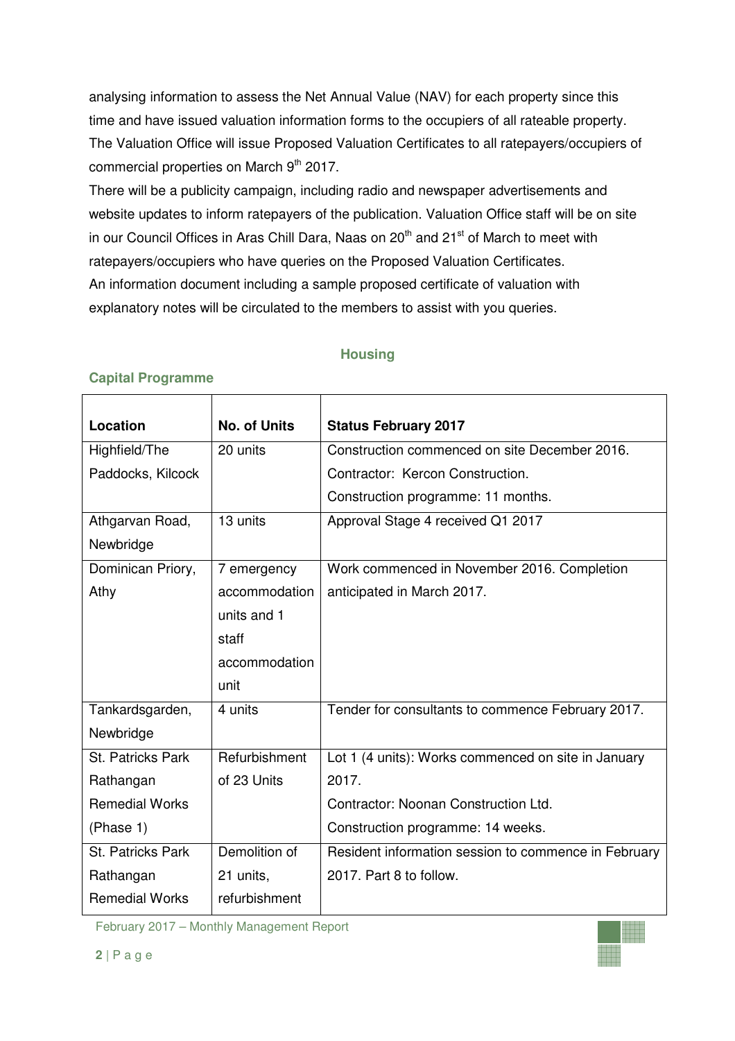analysing information to assess the Net Annual Value (NAV) for each property since this time and have issued valuation information forms to the occupiers of all rateable property. The Valuation Office will issue Proposed Valuation Certificates to all ratepayers/occupiers of commercial properties on March 9th 2017.

There will be a publicity campaign, including radio and newspaper advertisements and website updates to inform ratepayers of the publication. Valuation Office staff will be on site in our Council Offices in Aras Chill Dara, Naas on 20th and 21st of March to meet with ratepayers/occupiers who have queries on the Proposed Valuation Certificates.

An information document including a sample proposed certificate of valuation with explanatory notes will be circulated to the members to assist with you queries.

## Housing

### Capital Programme

| Location | No. of Units | Status February 2017 |
|---|---|---|
| Highfield/The Paddocks, Kilcock | 20 units | Construction commenced on site December 2016. Contractor: Kercon Construction. Construction programme: 11 months. |
| Athgarvan Road, Newbridge | 13 units | Approval Stage 4 received Q1 2017 |
| Dominican Priory, Athy | 7 emergency accommodation units and 1 staff accommodation unit | Work commenced in November 2016. Completion anticipated in March 2017. |
| Tankardsgarden, Newbridge | 4 units | Tender for consultants to commence February 2017. |
| St. Patricks Park Rathangan Remedial Works (Phase 1) | Refurbishment of 23 Units | Lot 1 (4 units): Works commenced on site in January 2017. Contractor: Noonan Construction Ltd. Construction programme: 14 weeks. |
| St. Patricks Park Rathangan Remedial Works | Demolition of 21 units, refurbishment | Resident information session to commence in February 2017. Part 8 to follow. |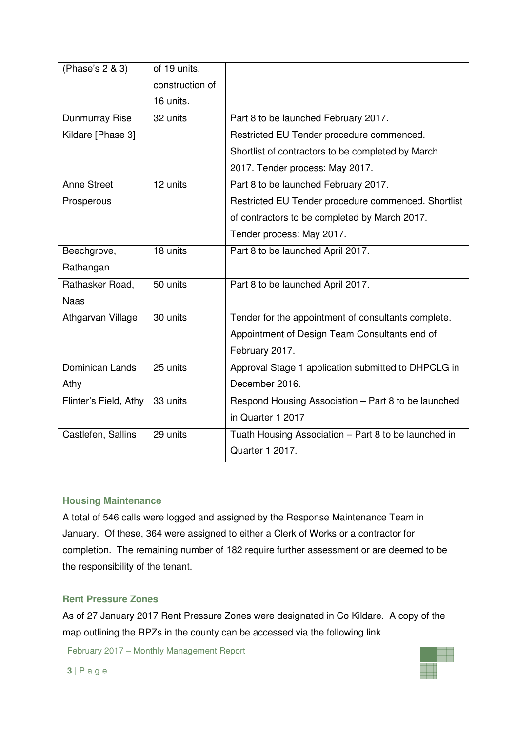| | | |
|---|---|---|
| (Phase's 2 & 3) | of 19 units, construction of 16 units. | |
| Dunmurray Rise Kildare [Phase 3] | 32 units | Part 8 to be launched February 2017. Restricted EU Tender procedure commenced. Shortlist of contractors to be completed by March 2017. Tender process: May 2017. |
| Anne Street Prosperous | 12 units | Part 8 to be launched February 2017. Restricted EU Tender procedure commenced. Shortlist of contractors to be completed by March 2017. Tender process: May 2017. |
| Beechgrove, Rathangan | 18 units | Part 8 to be launched April 2017. |
| Rathasker Road, Naas | 50 units | Part 8 to be launched April 2017. |
| Athgarvan Village | 30 units | Tender for the appointment of consultants complete. Appointment of Design Team Consultants end of February 2017. |
| Dominican Lands Athy | 25 units | Approval Stage 1 application submitted to DHPCLG in December 2016. |
| Flinter's Field, Athy | 33 units | Respond Housing Association – Part 8 to be launched in Quarter 1 2017 |
| Castlefen, Sallins | 29 units | Tuath Housing Association – Part 8 to be launched in Quarter 1 2017. |

### Housing Maintenance

A total of 546 calls were logged and assigned by the Response Maintenance Team in January. Of these, 364 were assigned to either a Clerk of Works or a contractor for completion. The remaining number of 182 require further assessment or are deemed to be the responsibility of the tenant.

### Rent Pressure Zones

As of 27 January 2017 Rent Pressure Zones were designated in Co Kildare. A copy of the map outlining the RPZs in the county can be accessed via the following link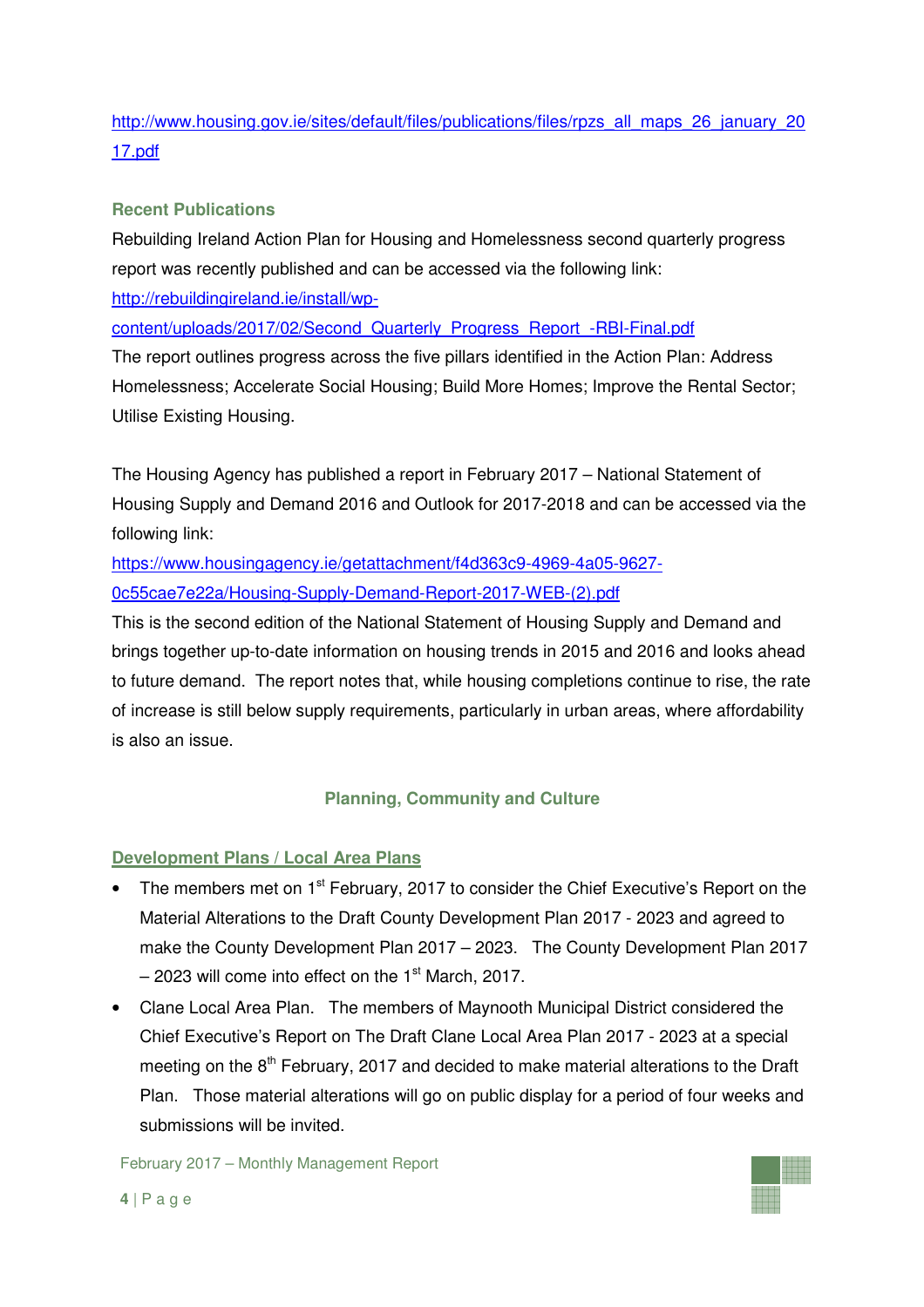http://www.housing.gov.ie/sites/default/files/publications/files/rpzs_all_maps_26_january_2017.pdf

### Recent Publications

Rebuilding Ireland Action Plan for Housing and Homelessness second quarterly progress report was recently published and can be accessed via the following link:
http://rebuildingireland.ie/install/wp-content/uploads/2017/02/Second_Quarterly_Progress_Report_-RBI-Final.pdf
The report outlines progress across the five pillars identified in the Action Plan: Address Homelessness; Accelerate Social Housing; Build More Homes; Improve the Rental Sector; Utilise Existing Housing.

The Housing Agency has published a report in February 2017 – National Statement of Housing Supply and Demand 2016 and Outlook for 2017-2018 and can be accessed via the following link:
https://www.housingagency.ie/getattachment/f4d363c9-4969-4a05-9627-0c55cae7e22a/Housing-Supply-Demand-Report-2017-WEB-(2).pdf
This is the second edition of the National Statement of Housing Supply and Demand and brings together up-to-date information on housing trends in 2015 and 2016 and looks ahead to future demand. The report notes that, while housing completions continue to rise, the rate of increase is still below supply requirements, particularly in urban areas, where affordability is also an issue.

## Planning, Community and Culture

### Development Plans / Local Area Plans

- The members met on 1st February, 2017 to consider the Chief Executive's Report on the Material Alterations to the Draft County Development Plan 2017 - 2023 and agreed to make the County Development Plan 2017 – 2023. The County Development Plan 2017 – 2023 will come into effect on the 1st March, 2017.
- Clane Local Area Plan. The members of Maynooth Municipal District considered the Chief Executive's Report on The Draft Clane Local Area Plan 2017 - 2023 at a special meeting on the 8th February, 2017 and decided to make material alterations to the Draft Plan. Those material alterations will go on public display for a period of four weeks and submissions will be invited.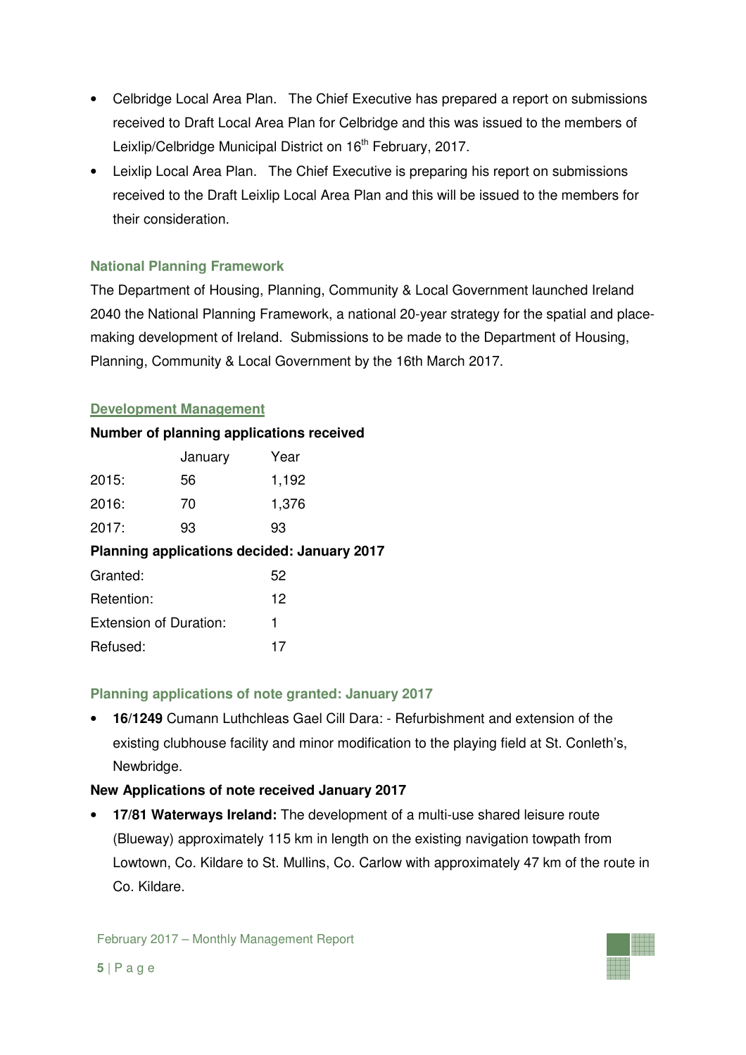- Celbridge Local Area Plan. The Chief Executive has prepared a report on submissions received to Draft Local Area Plan for Celbridge and this was issued to the members of Leixlip/Celbridge Municipal District on 16th February, 2017.
- Leixlip Local Area Plan. The Chief Executive is preparing his report on submissions received to the Draft Leixlip Local Area Plan and this will be issued to the members for their consideration.

### National Planning Framework

The Department of Housing, Planning, Community & Local Government launched Ireland 2040 the National Planning Framework, a national 20-year strategy for the spatial and place-making development of Ireland. Submissions to be made to the Department of Housing, Planning, Community & Local Government by the 16th March 2017.

### Development Management

**Number of planning applications received**

| | January | Year |
|---|---|---|
| 2015: | 56 | 1,192 |
| 2016: | 70 | 1,376 |
| 2017: | 93 | 93 |

**Planning applications decided: January 2017**

| | |
|---|---|
| Granted: | 52 |
| Retention: | 12 |
| Extension of Duration: | 1 |
| Refused: | 17 |

### Planning applications of note granted: January 2017

- **16/1249** Cumann Luthchleas Gael Cill Dara: - Refurbishment and extension of the existing clubhouse facility and minor modification to the playing field at St. Conleth's, Newbridge.

**New Applications of note received January 2017**

- **17/81 Waterways Ireland:** The development of a multi-use shared leisure route (Blueway) approximately 115 km in length on the existing navigation towpath from Lowtown, Co. Kildare to St. Mullins, Co. Carlow with approximately 47 km of the route in Co. Kildare.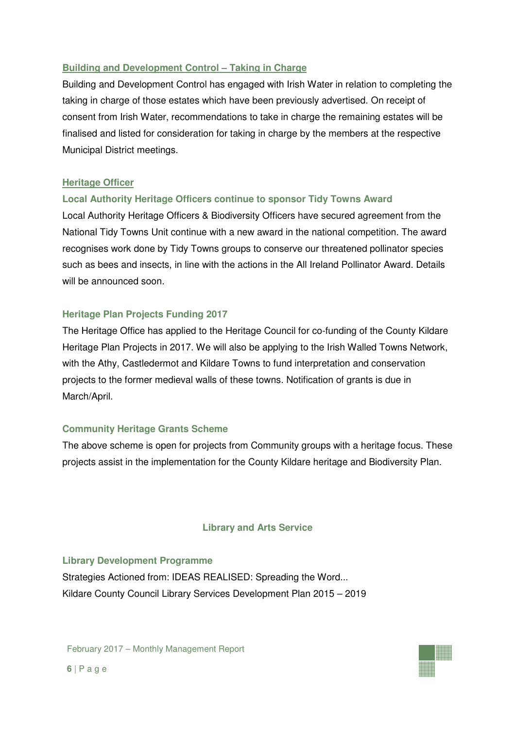## Building and Development Control – Taking in Charge

Building and Development Control has engaged with Irish Water in relation to completing the taking in charge of those estates which have been previously advertised. On receipt of consent from Irish Water, recommendations to take in charge the remaining estates will be finalised and listed for consideration for taking in charge by the members at the respective Municipal District meetings.

## Heritage Officer

### Local Authority Heritage Officers continue to sponsor Tidy Towns Award

Local Authority Heritage Officers & Biodiversity Officers have secured agreement from the National Tidy Towns Unit continue with a new award in the national competition. The award recognises work done by Tidy Towns groups to conserve our threatened pollinator species such as bees and insects, in line with the actions in the All Ireland Pollinator Award. Details will be announced soon.

### Heritage Plan Projects Funding 2017

The Heritage Office has applied to the Heritage Council for co-funding of the County Kildare Heritage Plan Projects in 2017. We will also be applying to the Irish Walled Towns Network, with the Athy, Castledermot and Kildare Towns to fund interpretation and conservation projects to the former medieval walls of these towns. Notification of grants is due in March/April.

### Community Heritage Grants Scheme

The above scheme is open for projects from Community groups with a heritage focus. These projects assist in the implementation for the County Kildare heritage and Biodiversity Plan.

## Library and Arts Service

### Library Development Programme

Strategies Actioned from: IDEAS REALISED: Spreading the Word...
Kildare County Council Library Services Development Plan 2015 – 2019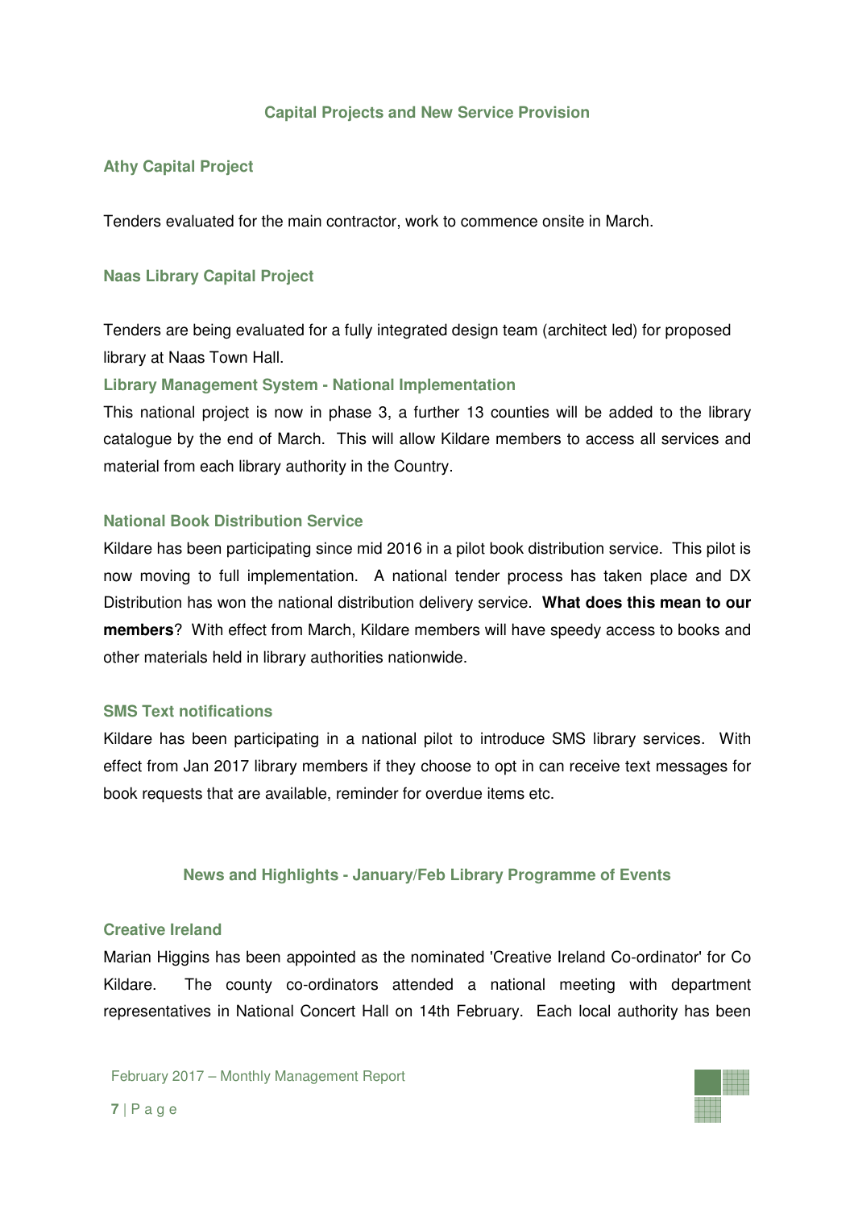## Capital Projects and New Service Provision

### Athy Capital Project

Tenders evaluated for the main contractor, work to commence onsite in March.

### Naas Library Capital Project

Tenders are being evaluated for a fully integrated design team (architect led) for proposed library at Naas Town Hall.

### Library Management System - National Implementation

This national project is now in phase 3, a further 13 counties will be added to the library catalogue by the end of March. This will allow Kildare members to access all services and material from each library authority in the Country.

### National Book Distribution Service

Kildare has been participating since mid 2016 in a pilot book distribution service. This pilot is now moving to full implementation. A national tender process has taken place and DX Distribution has won the national distribution delivery service. **What does this mean to our members**? With effect from March, Kildare members will have speedy access to books and other materials held in library authorities nationwide.

### SMS Text notifications

Kildare has been participating in a national pilot to introduce SMS library services. With effect from Jan 2017 library members if they choose to opt in can receive text messages for book requests that are available, reminder for overdue items etc.

## News and Highlights - January/Feb Library Programme of Events

### Creative Ireland

Marian Higgins has been appointed as the nominated 'Creative Ireland Co-ordinator' for Co Kildare. The county co-ordinators attended a national meeting with department representatives in National Concert Hall on 14th February. Each local authority has been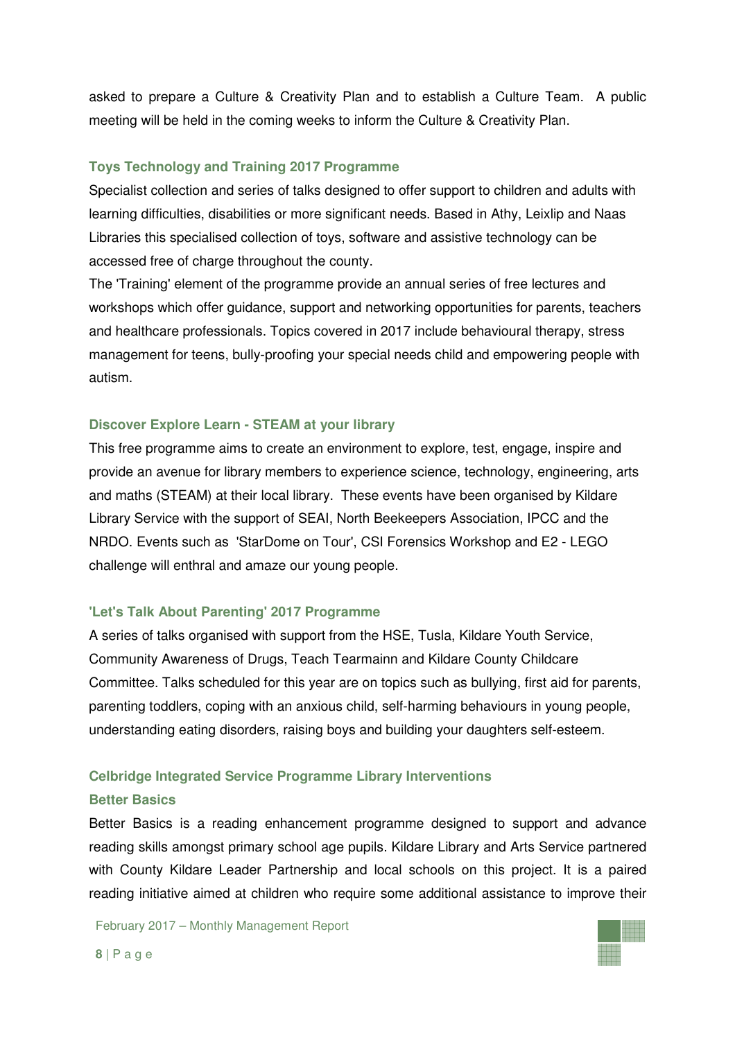asked to prepare a Culture & Creativity Plan and to establish a Culture Team. A public meeting will be held in the coming weeks to inform the Culture & Creativity Plan.

### Toys Technology and Training 2017 Programme

Specialist collection and series of talks designed to offer support to children and adults with learning difficulties, disabilities or more significant needs. Based in Athy, Leixlip and Naas Libraries this specialised collection of toys, software and assistive technology can be accessed free of charge throughout the county.

The 'Training' element of the programme provide an annual series of free lectures and workshops which offer guidance, support and networking opportunities for parents, teachers and healthcare professionals. Topics covered in 2017 include behavioural therapy, stress management for teens, bully-proofing your special needs child and empowering people with autism.

### Discover Explore Learn - STEAM at your library

This free programme aims to create an environment to explore, test, engage, inspire and provide an avenue for library members to experience science, technology, engineering, arts and maths (STEAM) at their local library. These events have been organised by Kildare Library Service with the support of SEAI, North Beekeepers Association, IPCC and the NRDO. Events such as 'StarDome on Tour', CSI Forensics Workshop and E2 - LEGO challenge will enthral and amaze our young people.

### 'Let's Talk About Parenting' 2017 Programme

A series of talks organised with support from the HSE, Tusla, Kildare Youth Service, Community Awareness of Drugs, Teach Tearmainn and Kildare County Childcare Committee. Talks scheduled for this year are on topics such as bullying, first aid for parents, parenting toddlers, coping with an anxious child, self-harming behaviours in young people, understanding eating disorders, raising boys and building your daughters self-esteem.

### Celbridge Integrated Service Programme Library Interventions

### Better Basics

Better Basics is a reading enhancement programme designed to support and advance reading skills amongst primary school age pupils. Kildare Library and Arts Service partnered with County Kildare Leader Partnership and local schools on this project. It is a paired reading initiative aimed at children who require some additional assistance to improve their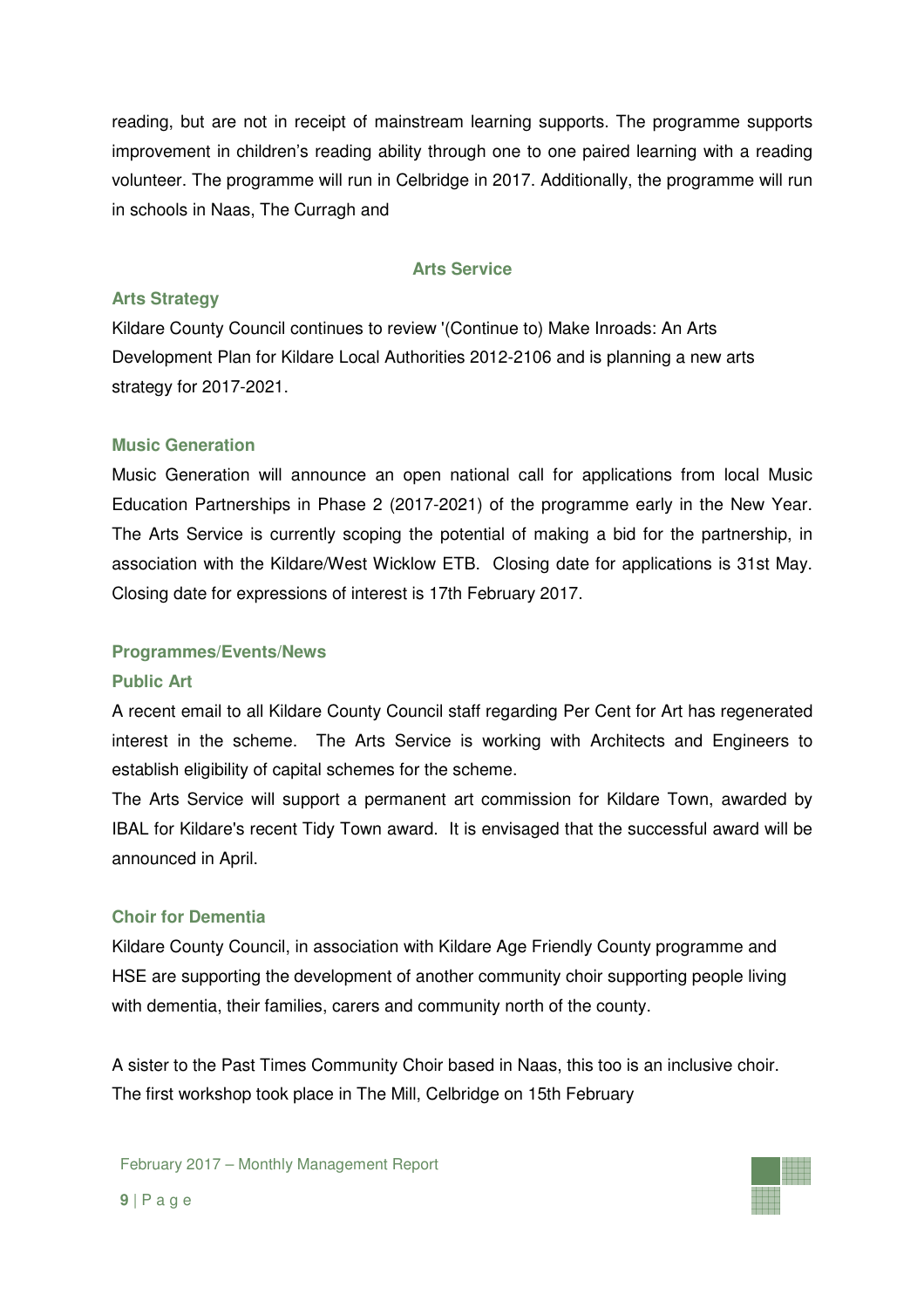reading, but are not in receipt of mainstream learning supports. The programme supports improvement in children's reading ability through one to one paired learning with a reading volunteer. The programme will run in Celbridge in 2017. Additionally, the programme will run in schools in Naas, The Curragh and

## Arts Service

### Arts Strategy

Kildare County Council continues to review '(Continue to) Make Inroads: An Arts Development Plan for Kildare Local Authorities 2012-2106 and is planning a new arts strategy for 2017-2021.

### Music Generation

Music Generation will announce an open national call for applications from local Music Education Partnerships in Phase 2 (2017-2021) of the programme early in the New Year. The Arts Service is currently scoping the potential of making a bid for the partnership, in association with the Kildare/West Wicklow ETB. Closing date for applications is 31st May. Closing date for expressions of interest is 17th February 2017.

### Programmes/Events/News

### Public Art

A recent email to all Kildare County Council staff regarding Per Cent for Art has regenerated interest in the scheme. The Arts Service is working with Architects and Engineers to establish eligibility of capital schemes for the scheme.

The Arts Service will support a permanent art commission for Kildare Town, awarded by IBAL for Kildare's recent Tidy Town award. It is envisaged that the successful award will be announced in April.

### Choir for Dementia

Kildare County Council, in association with Kildare Age Friendly County programme and HSE are supporting the development of another community choir supporting people living with dementia, their families, carers and community north of the county.

A sister to the Past Times Community Choir based in Naas, this too is an inclusive choir. The first workshop took place in The Mill, Celbridge on 15th February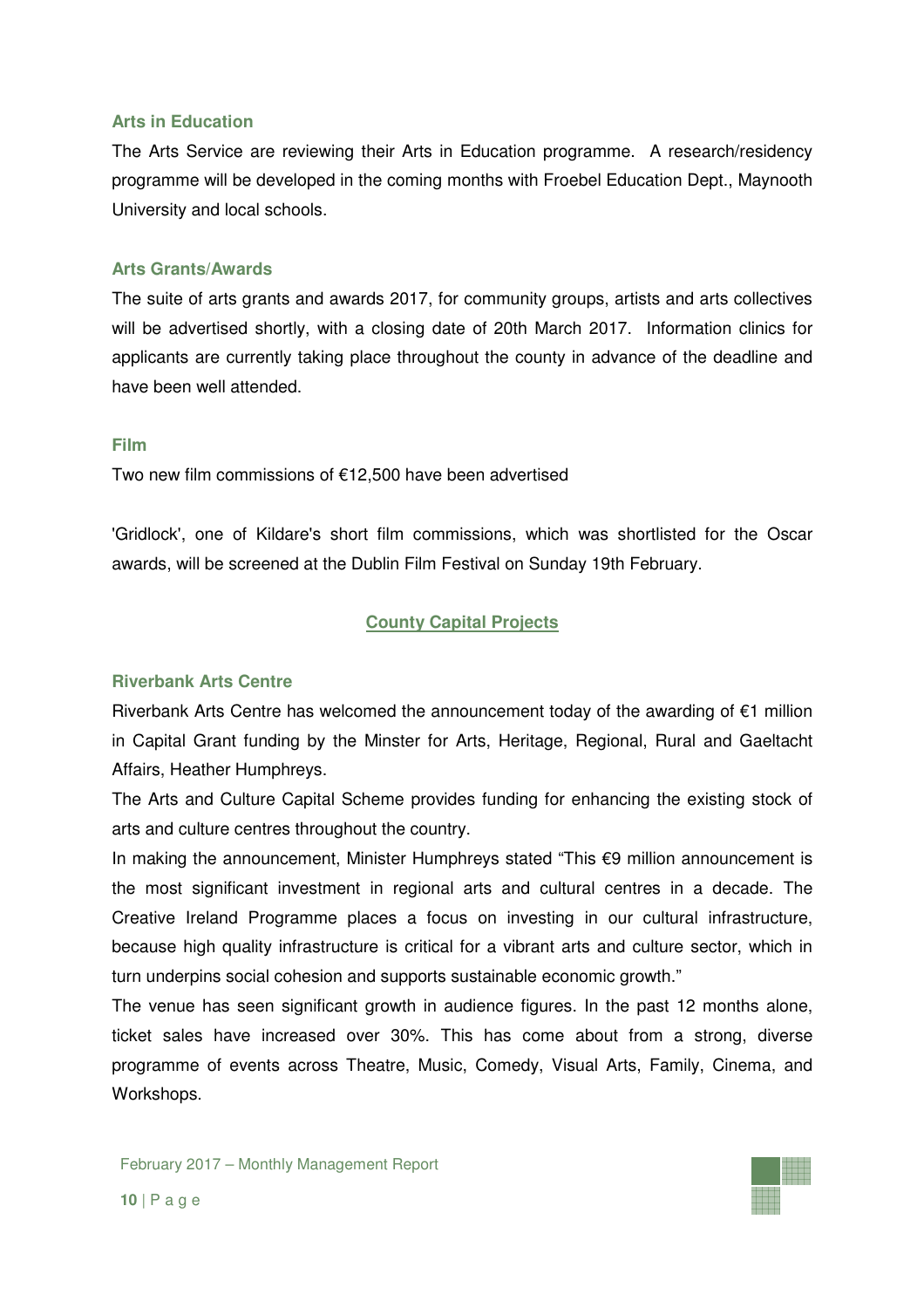### Arts in Education

The Arts Service are reviewing their Arts in Education programme. A research/residency programme will be developed in the coming months with Froebel Education Dept., Maynooth University and local schools.

### Arts Grants/Awards

The suite of arts grants and awards 2017, for community groups, artists and arts collectives will be advertised shortly, with a closing date of 20th March 2017. Information clinics for applicants are currently taking place throughout the county in advance of the deadline and have been well attended.

### Film

Two new film commissions of €12,500 have been advertised

'Gridlock', one of Kildare's short film commissions, which was shortlisted for the Oscar awards, will be screened at the Dublin Film Festival on Sunday 19th February.

## County Capital Projects

### Riverbank Arts Centre

Riverbank Arts Centre has welcomed the announcement today of the awarding of €1 million in Capital Grant funding by the Minster for Arts, Heritage, Regional, Rural and Gaeltacht Affairs, Heather Humphreys.

The Arts and Culture Capital Scheme provides funding for enhancing the existing stock of arts and culture centres throughout the country.

In making the announcement, Minister Humphreys stated "This €9 million announcement is the most significant investment in regional arts and cultural centres in a decade. The Creative Ireland Programme places a focus on investing in our cultural infrastructure, because high quality infrastructure is critical for a vibrant arts and culture sector, which in turn underpins social cohesion and supports sustainable economic growth."

The venue has seen significant growth in audience figures. In the past 12 months alone, ticket sales have increased over 30%. This has come about from a strong, diverse programme of events across Theatre, Music, Comedy, Visual Arts, Family, Cinema, and Workshops.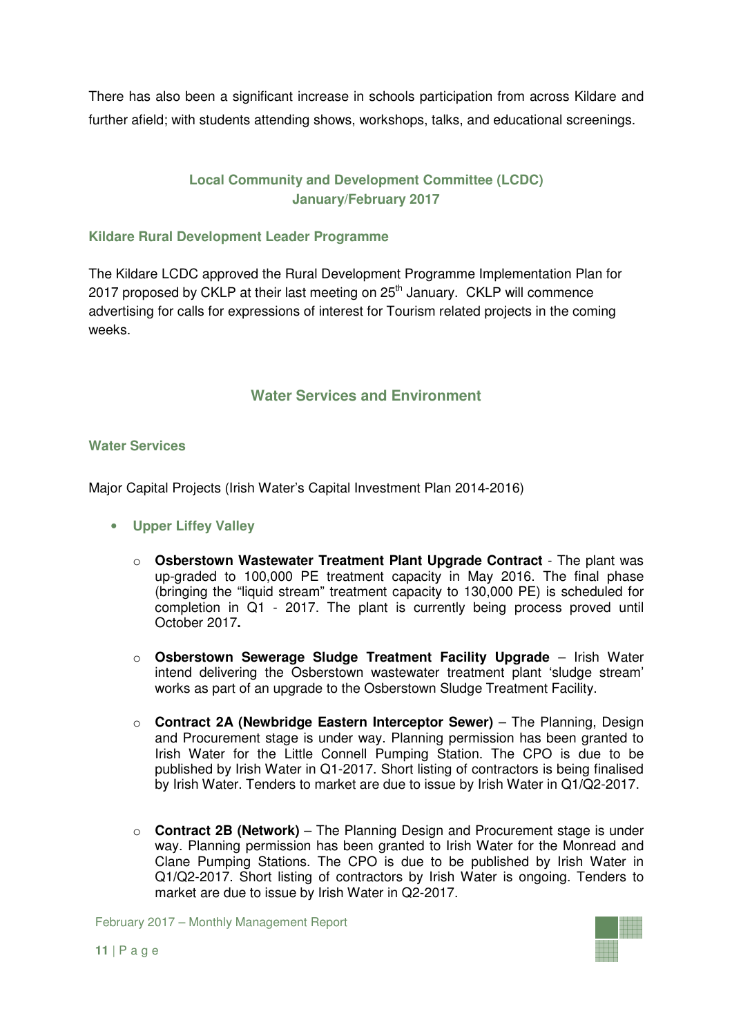There has also been a significant increase in schools participation from across Kildare and further afield; with students attending shows, workshops, talks, and educational screenings.

## Local Community and Development Committee (LCDC) January/February 2017

### Kildare Rural Development Leader Programme

The Kildare LCDC approved the Rural Development Programme Implementation Plan for 2017 proposed by CKLP at their last meeting on 25th January. CKLP will commence advertising for calls for expressions of interest for Tourism related projects in the coming weeks.

## Water Services and Environment

### Water Services

Major Capital Projects (Irish Water's Capital Investment Plan 2014-2016)

- **Upper Liffey Valley**
  - **Osberstown Wastewater Treatment Plant Upgrade Contract** - The plant was up-graded to 100,000 PE treatment capacity in May 2016. The final phase (bringing the "liquid stream" treatment capacity to 130,000 PE) is scheduled for completion in Q1 - 2017. The plant is currently being process proved until October 2017**.**
  - **Osberstown Sewerage Sludge Treatment Facility Upgrade** – Irish Water intend delivering the Osberstown wastewater treatment plant 'sludge stream' works as part of an upgrade to the Osberstown Sludge Treatment Facility.
  - **Contract 2A (Newbridge Eastern Interceptor Sewer)** – The Planning, Design and Procurement stage is under way. Planning permission has been granted to Irish Water for the Little Connell Pumping Station. The CPO is due to be published by Irish Water in Q1-2017. Short listing of contractors is being finalised by Irish Water. Tenders to market are due to issue by Irish Water in Q1/Q2-2017.
  - **Contract 2B (Network)** – The Planning Design and Procurement stage is under way. Planning permission has been granted to Irish Water for the Monread and Clane Pumping Stations. The CPO is due to be published by Irish Water in Q1/Q2-2017. Short listing of contractors by Irish Water is ongoing. Tenders to market are due to issue by Irish Water in Q2-2017.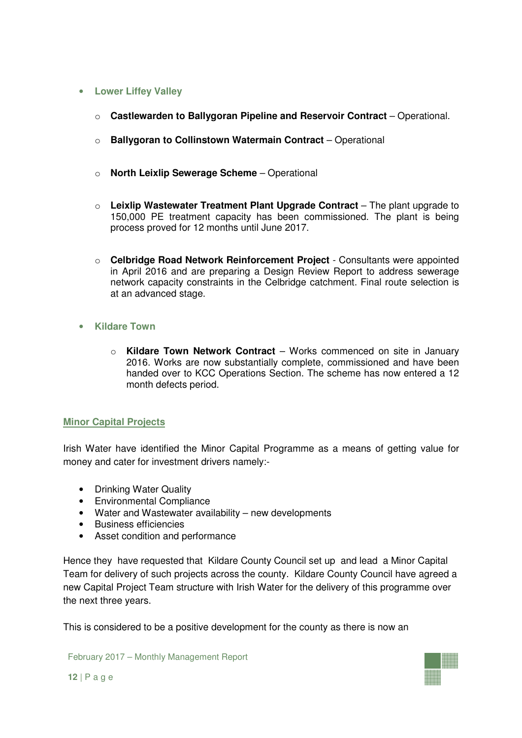- **Lower Liffey Valley**
  - **Castlewarden to Ballygoran Pipeline and Reservoir Contract** – Operational.
  - **Ballygoran to Collinstown Watermain Contract** – Operational
  - **North Leixlip Sewerage Scheme** – Operational
  - **Leixlip Wastewater Treatment Plant Upgrade Contract** – The plant upgrade to 150,000 PE treatment capacity has been commissioned. The plant is being process proved for 12 months until June 2017.
  - **Celbridge Road Network Reinforcement Project** - Consultants were appointed in April 2016 and are preparing a Design Review Report to address sewerage network capacity constraints in the Celbridge catchment. Final route selection is at an advanced stage.

- **Kildare Town**
  - **Kildare Town Network Contract** – Works commenced on site in January 2016. Works are now substantially complete, commissioned and have been handed over to KCC Operations Section. The scheme has now entered a 12 month defects period.

## Minor Capital Projects

Irish Water have identified the Minor Capital Programme as a means of getting value for money and cater for investment drivers namely:-

- Drinking Water Quality
- Environmental Compliance
- Water and Wastewater availability – new developments
- Business efficiencies
- Asset condition and performance

Hence they have requested that Kildare County Council set up and lead a Minor Capital Team for delivery of such projects across the county. Kildare County Council have agreed a new Capital Project Team structure with Irish Water for the delivery of this programme over the next three years.

This is considered to be a positive development for the county as there is now an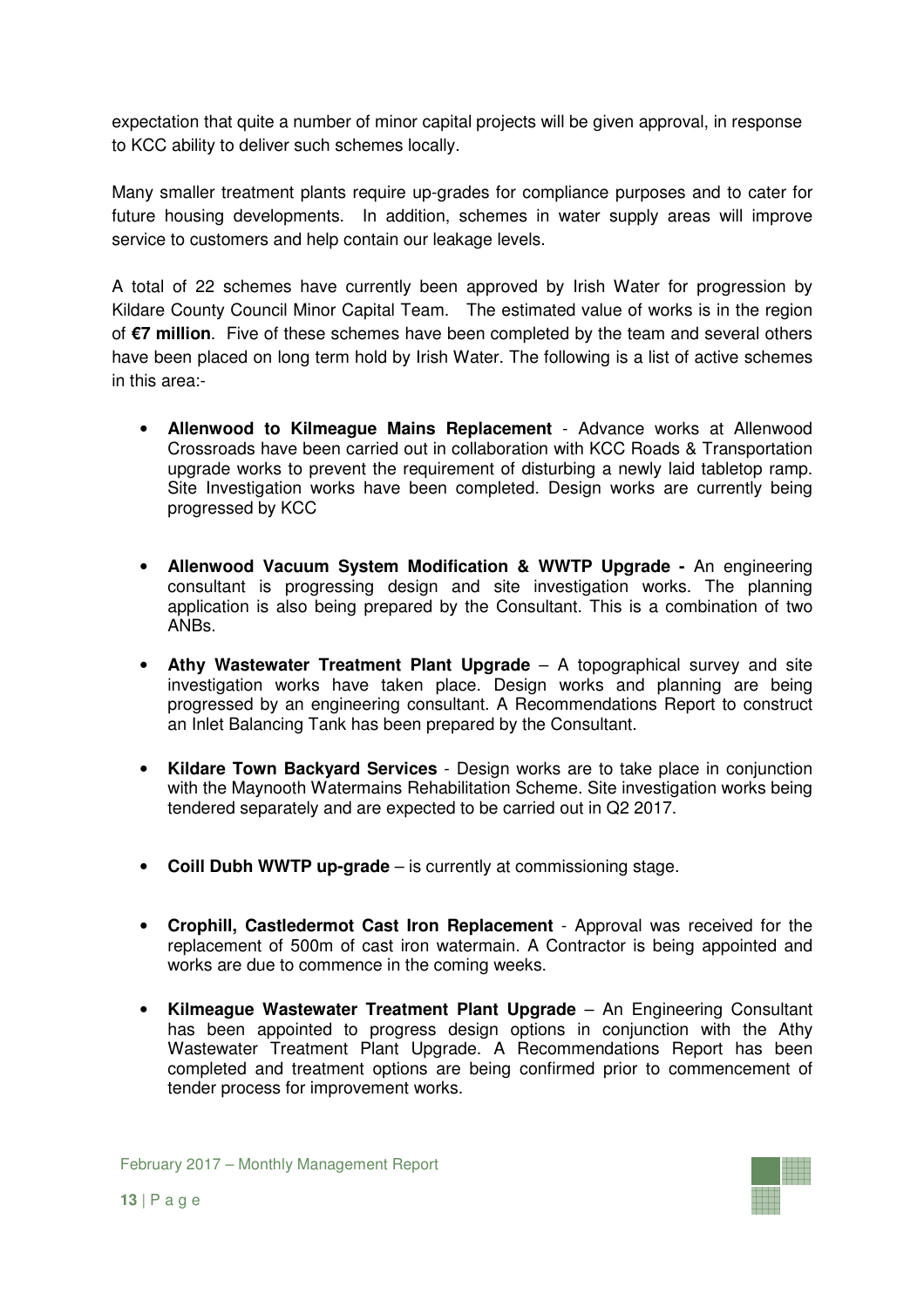expectation that quite a number of minor capital projects will be given approval, in response to KCC ability to deliver such schemes locally.

Many smaller treatment plants require up-grades for compliance purposes and to cater for future housing developments. In addition, schemes in water supply areas will improve service to customers and help contain our leakage levels.

A total of 22 schemes have currently been approved by Irish Water for progression by Kildare County Council Minor Capital Team. The estimated value of works is in the region of **€7 million**. Five of these schemes have been completed by the team and several others have been placed on long term hold by Irish Water. The following is a list of active schemes in this area:-

- **Allenwood to Kilmeague Mains Replacement** - Advance works at Allenwood Crossroads have been carried out in collaboration with KCC Roads & Transportation upgrade works to prevent the requirement of disturbing a newly laid tabletop ramp. Site Investigation works have been completed. Design works are currently being progressed by KCC

- **Allenwood Vacuum System Modification & WWTP Upgrade -** An engineering consultant is progressing design and site investigation works. The planning application is also being prepared by the Consultant. This is a combination of two ANBs.

- **Athy Wastewater Treatment Plant Upgrade** – A topographical survey and site investigation works have taken place. Design works and planning are being progressed by an engineering consultant. A Recommendations Report to construct an Inlet Balancing Tank has been prepared by the Consultant.

- **Kildare Town Backyard Services** - Design works are to take place in conjunction with the Maynooth Watermains Rehabilitation Scheme. Site investigation works being tendered separately and are expected to be carried out in Q2 2017.

- **Coill Dubh WWTP up-grade** – is currently at commissioning stage.

- **Crophill, Castledermot Cast Iron Replacement** - Approval was received for the replacement of 500m of cast iron watermain. A Contractor is being appointed and works are due to commence in the coming weeks.

- **Kilmeague Wastewater Treatment Plant Upgrade** – An Engineering Consultant has been appointed to progress design options in conjunction with the Athy Wastewater Treatment Plant Upgrade. A Recommendations Report has been completed and treatment options are being confirmed prior to commencement of tender process for improvement works.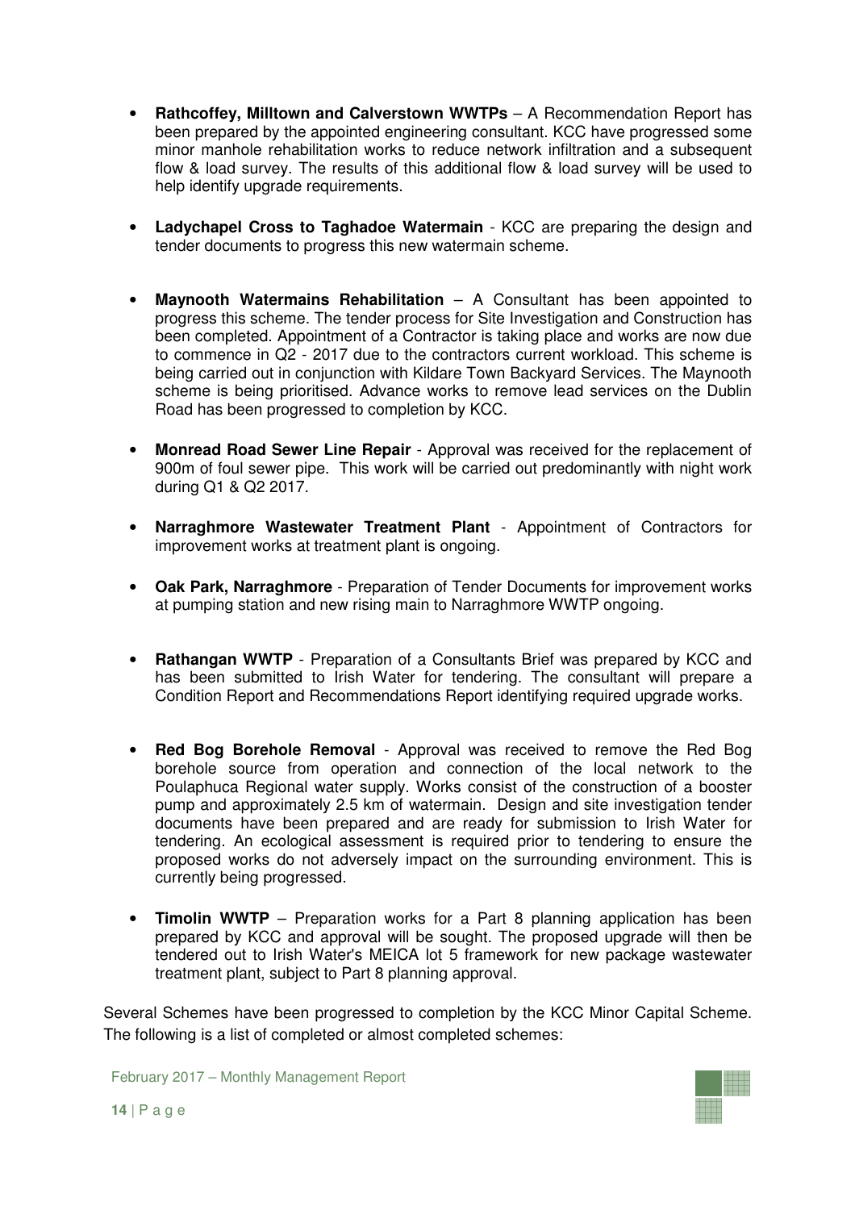- **Rathcoffey, Milltown and Calverstown WWTPs** – A Recommendation Report has been prepared by the appointed engineering consultant. KCC have progressed some minor manhole rehabilitation works to reduce network infiltration and a subsequent flow & load survey. The results of this additional flow & load survey will be used to help identify upgrade requirements.

- **Ladychapel Cross to Taghadoe Watermain** - KCC are preparing the design and tender documents to progress this new watermain scheme.

- **Maynooth Watermains Rehabilitation** – A Consultant has been appointed to progress this scheme. The tender process for Site Investigation and Construction has been completed. Appointment of a Contractor is taking place and works are now due to commence in Q2 - 2017 due to the contractors current workload. This scheme is being carried out in conjunction with Kildare Town Backyard Services. The Maynooth scheme is being prioritised. Advance works to remove lead services on the Dublin Road has been progressed to completion by KCC.

- **Monread Road Sewer Line Repair** - Approval was received for the replacement of 900m of foul sewer pipe. This work will be carried out predominantly with night work during Q1 & Q2 2017.

- **Narraghmore Wastewater Treatment Plant** - Appointment of Contractors for improvement works at treatment plant is ongoing.

- **Oak Park, Narraghmore** - Preparation of Tender Documents for improvement works at pumping station and new rising main to Narraghmore WWTP ongoing.

- **Rathangan WWTP** - Preparation of a Consultants Brief was prepared by KCC and has been submitted to Irish Water for tendering. The consultant will prepare a Condition Report and Recommendations Report identifying required upgrade works.

- **Red Bog Borehole Removal** - Approval was received to remove the Red Bog borehole source from operation and connection of the local network to the Poulaphuca Regional water supply. Works consist of the construction of a booster pump and approximately 2.5 km of watermain. Design and site investigation tender documents have been prepared and are ready for submission to Irish Water for tendering. An ecological assessment is required prior to tendering to ensure the proposed works do not adversely impact on the surrounding environment. This is currently being progressed.

- **Timolin WWTP** – Preparation works for a Part 8 planning application has been prepared by KCC and approval will be sought. The proposed upgrade will then be tendered out to Irish Water's MEICA lot 5 framework for new package wastewater treatment plant, subject to Part 8 planning approval.

Several Schemes have been progressed to completion by the KCC Minor Capital Scheme. The following is a list of completed or almost completed schemes: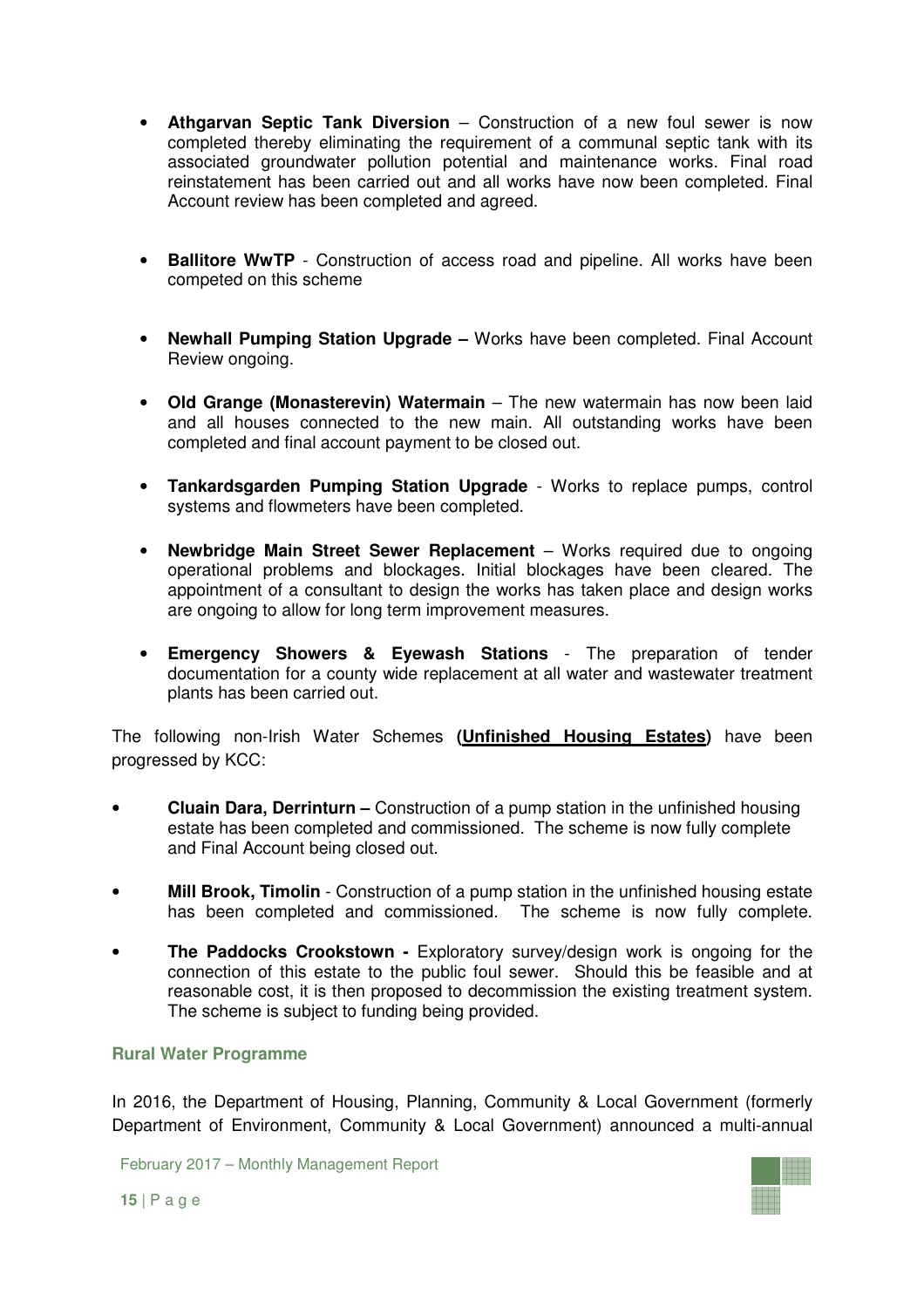- **Athgarvan Septic Tank Diversion** – Construction of a new foul sewer is now completed thereby eliminating the requirement of a communal septic tank with its associated groundwater pollution potential and maintenance works. Final road reinstatement has been carried out and all works have now been completed. Final Account review has been completed and agreed.

- **Ballitore WwTP** - Construction of access road and pipeline. All works have been competed on this scheme

- **Newhall Pumping Station Upgrade –** Works have been completed. Final Account Review ongoing.

- **Old Grange (Monasterevin) Watermain** – The new watermain has now been laid and all houses connected to the new main. All outstanding works have been completed and final account payment to be closed out.

- **Tankardsgarden Pumping Station Upgrade** - Works to replace pumps, control systems and flowmeters have been completed.

- **Newbridge Main Street Sewer Replacement** – Works required due to ongoing operational problems and blockages. Initial blockages have been cleared. The appointment of a consultant to design the works has taken place and design works are ongoing to allow for long term improvement measures.

- **Emergency Showers & Eyewash Stations** - The preparation of tender documentation for a county wide replacement at all water and wastewater treatment plants has been carried out.

The following non-Irish Water Schemes **(Unfinished Housing Estates)** have been progressed by KCC:

- **Cluain Dara, Derrinturn –** Construction of a pump station in the unfinished housing estate has been completed and commissioned. The scheme is now fully complete and Final Account being closed out.

- **Mill Brook, Timolin** - Construction of a pump station in the unfinished housing estate has been completed and commissioned. The scheme is now fully complete.

- **The Paddocks Crookstown -** Exploratory survey/design work is ongoing for the connection of this estate to the public foul sewer. Should this be feasible and at reasonable cost, it is then proposed to decommission the existing treatment system. The scheme is subject to funding being provided.

### Rural Water Programme

In 2016, the Department of Housing, Planning, Community & Local Government (formerly Department of Environment, Community & Local Government) announced a multi-annual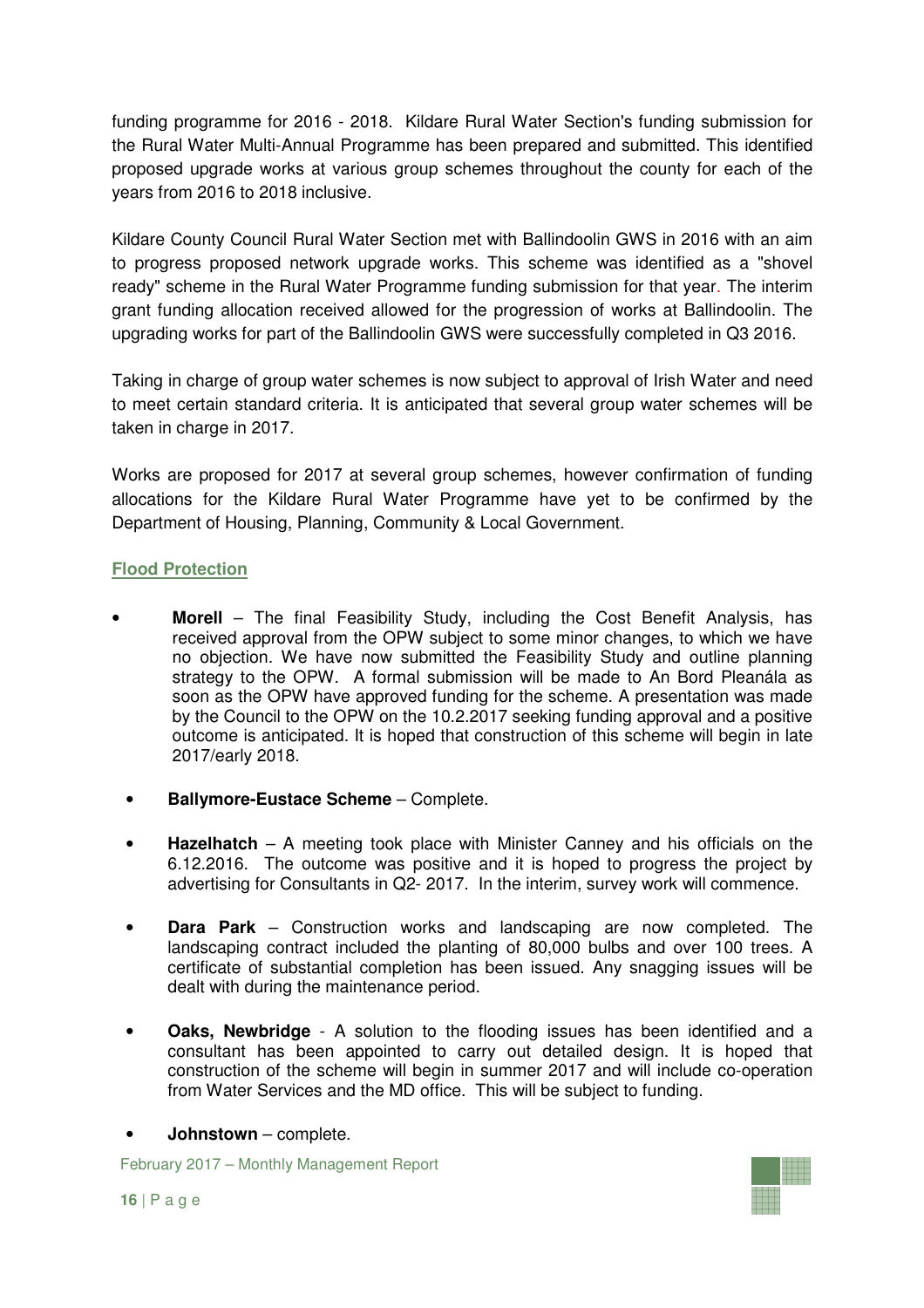funding programme for 2016 - 2018. Kildare Rural Water Section's funding submission for the Rural Water Multi-Annual Programme has been prepared and submitted. This identified proposed upgrade works at various group schemes throughout the county for each of the years from 2016 to 2018 inclusive.

Kildare County Council Rural Water Section met with Ballindoolin GWS in 2016 with an aim to progress proposed network upgrade works. This scheme was identified as a "shovel ready" scheme in the Rural Water Programme funding submission for that year. The interim grant funding allocation received allowed for the progression of works at Ballindoolin. The upgrading works for part of the Ballindoolin GWS were successfully completed in Q3 2016.

Taking in charge of group water schemes is now subject to approval of Irish Water and need to meet certain standard criteria. It is anticipated that several group water schemes will be taken in charge in 2017.

Works are proposed for 2017 at several group schemes, however confirmation of funding allocations for the Kildare Rural Water Programme have yet to be confirmed by the Department of Housing, Planning, Community & Local Government.

## Flood Protection

- **Morell** – The final Feasibility Study, including the Cost Benefit Analysis, has received approval from the OPW subject to some minor changes, to which we have no objection. We have now submitted the Feasibility Study and outline planning strategy to the OPW. A formal submission will be made to An Bord Pleanála as soon as the OPW have approved funding for the scheme. A presentation was made by the Council to the OPW on the 10.2.2017 seeking funding approval and a positive outcome is anticipated. It is hoped that construction of this scheme will begin in late 2017/early 2018.
- **Ballymore-Eustace Scheme** – Complete.
- **Hazelhatch** – A meeting took place with Minister Canney and his officials on the 6.12.2016. The outcome was positive and it is hoped to progress the project by advertising for Consultants in Q2- 2017. In the interim, survey work will commence.
- **Dara Park** – Construction works and landscaping are now completed. The landscaping contract included the planting of 80,000 bulbs and over 100 trees. A certificate of substantial completion has been issued. Any snagging issues will be dealt with during the maintenance period.
- **Oaks, Newbridge** - A solution to the flooding issues has been identified and a consultant has been appointed to carry out detailed design. It is hoped that construction of the scheme will begin in summer 2017 and will include co-operation from Water Services and the MD office. This will be subject to funding.
- **Johnstown** – complete.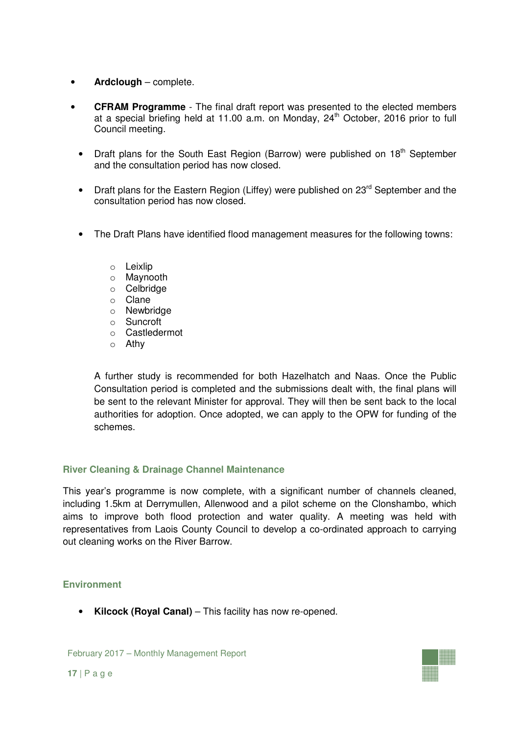- **Ardclough** – complete.

- **CFRAM Programme** - The final draft report was presented to the elected members at a special briefing held at 11.00 a.m. on Monday, 24th October, 2016 prior to full Council meeting.

  - Draft plans for the South East Region (Barrow) were published on 18th September and the consultation period has now closed.

  - Draft plans for the Eastern Region (Liffey) were published on 23rd September and the consultation period has now closed.

  - The Draft Plans have identified flood management measures for the following towns:

    - Leixlip
    - Maynooth
    - Celbridge
    - Clane
    - Newbridge
    - Suncroft
    - Castledermot
    - Athy

  A further study is recommended for both Hazelhatch and Naas. Once the Public Consultation period is completed and the submissions dealt with, the final plans will be sent to the relevant Minister for approval. They will then be sent back to the local authorities for adoption. Once adopted, we can apply to the OPW for funding of the schemes.

### River Cleaning & Drainage Channel Maintenance

This year's programme is now complete, with a significant number of channels cleaned, including 1.5km at Derrymullen, Allenwood and a pilot scheme on the Clonshambo, which aims to improve both flood protection and water quality. A meeting was held with representatives from Laois County Council to develop a co-ordinated approach to carrying out cleaning works on the River Barrow.

### Environment

- **Kilcock (Royal Canal)** – This facility has now re-opened.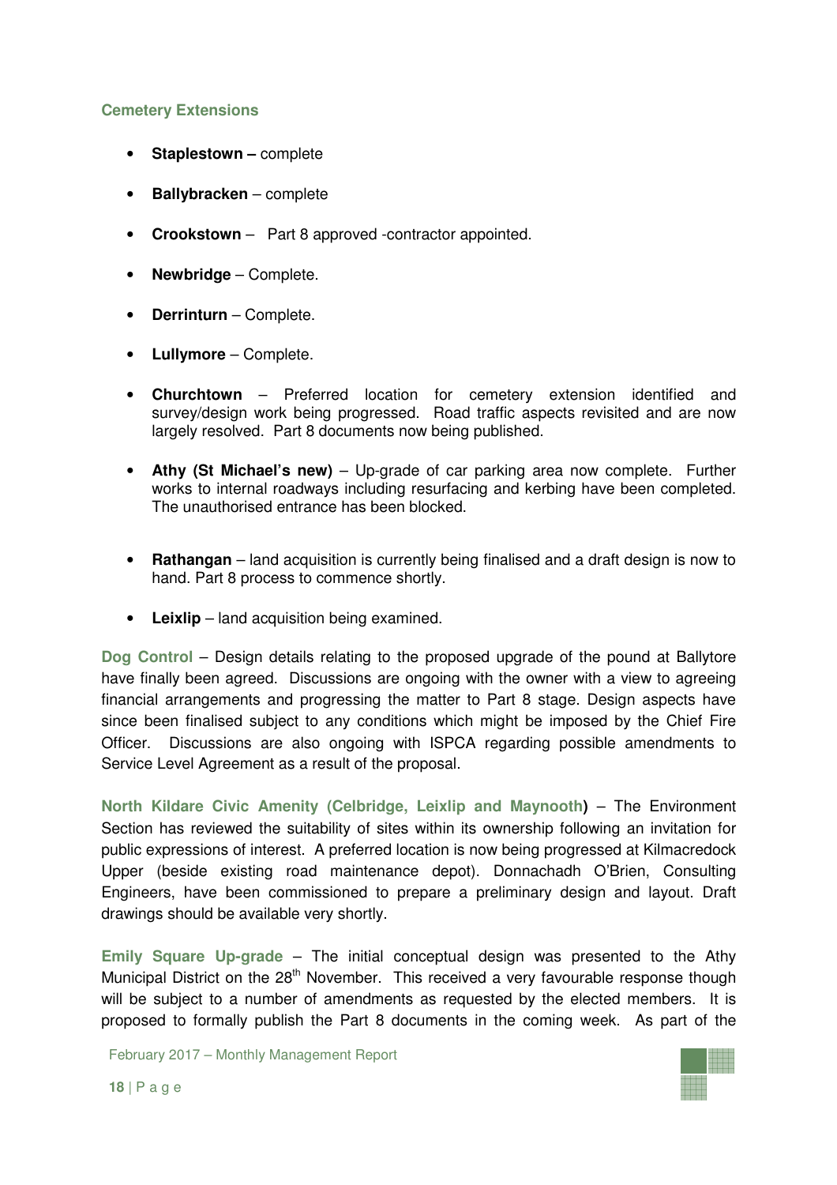### Cemetery Extensions

- **Staplestown –** complete
- **Ballybracken** – complete
- **Crookstown** – Part 8 approved -contractor appointed.
- **Newbridge** – Complete.
- **Derrinturn** – Complete.
- **Lullymore** – Complete.
- **Churchtown** – Preferred location for cemetery extension identified and survey/design work being progressed. Road traffic aspects revisited and are now largely resolved. Part 8 documents now being published.
- **Athy (St Michael's new)** – Up-grade of car parking area now complete. Further works to internal roadways including resurfacing and kerbing have been completed. The unauthorised entrance has been blocked.
- **Rathangan** – land acquisition is currently being finalised and a draft design is now to hand. Part 8 process to commence shortly.
- **Leixlip** – land acquisition being examined.

**Dog Control** – Design details relating to the proposed upgrade of the pound at Ballytore have finally been agreed. Discussions are ongoing with the owner with a view to agreeing financial arrangements and progressing the matter to Part 8 stage. Design aspects have since been finalised subject to any conditions which might be imposed by the Chief Fire Officer. Discussions are also ongoing with ISPCA regarding possible amendments to Service Level Agreement as a result of the proposal.

**North Kildare Civic Amenity (Celbridge, Leixlip and Maynooth)** – The Environment Section has reviewed the suitability of sites within its ownership following an invitation for public expressions of interest. A preferred location is now being progressed at Kilmacredock Upper (beside existing road maintenance depot). Donnachadh O'Brien, Consulting Engineers, have been commissioned to prepare a preliminary design and layout. Draft drawings should be available very shortly.

**Emily Square Up-grade** – The initial conceptual design was presented to the Athy Municipal District on the 28th November. This received a very favourable response though will be subject to a number of amendments as requested by the elected members. It is proposed to formally publish the Part 8 documents in the coming week. As part of the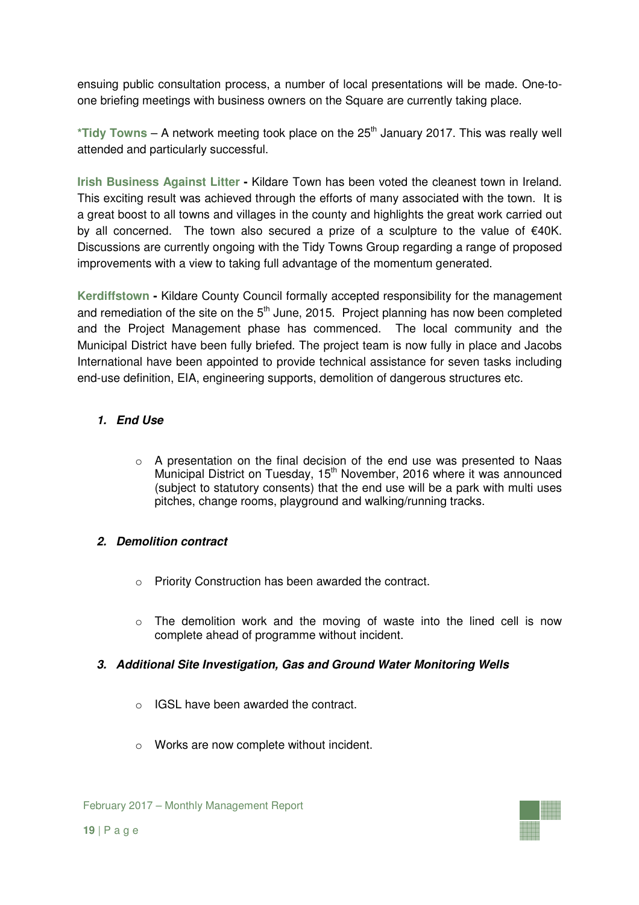ensuing public consultation process, a number of local presentations will be made. One-to-one briefing meetings with business owners on the Square are currently taking place.

***Tidy Towns** – A network meeting took place on the 25th January 2017. This was really well attended and particularly successful.

**Irish Business Against Litter -** Kildare Town has been voted the cleanest town in Ireland. This exciting result was achieved through the efforts of many associated with the town. It is a great boost to all towns and villages in the county and highlights the great work carried out by all concerned. The town also secured a prize of a sculpture to the value of €40K. Discussions are currently ongoing with the Tidy Towns Group regarding a range of proposed improvements with a view to taking full advantage of the momentum generated.

**Kerdiffstown -** Kildare County Council formally accepted responsibility for the management and remediation of the site on the 5th June, 2015. Project planning has now been completed and the Project Management phase has commenced. The local community and the Municipal District have been fully briefed. The project team is now fully in place and Jacobs International have been appointed to provide technical assistance for seven tasks including end-use definition, EIA, engineering supports, demolition of dangerous structures etc.

1. ***End Use***

   - A presentation on the final decision of the end use was presented to Naas Municipal District on Tuesday, 15th November, 2016 where it was announced (subject to statutory consents) that the end use will be a park with multi uses pitches, change rooms, playground and walking/running tracks.

2. ***Demolition contract***

   - Priority Construction has been awarded the contract.
   - The demolition work and the moving of waste into the lined cell is now complete ahead of programme without incident.

3. ***Additional Site Investigation, Gas and Ground Water Monitoring Wells***

   - IGSL have been awarded the contract.
   - Works are now complete without incident.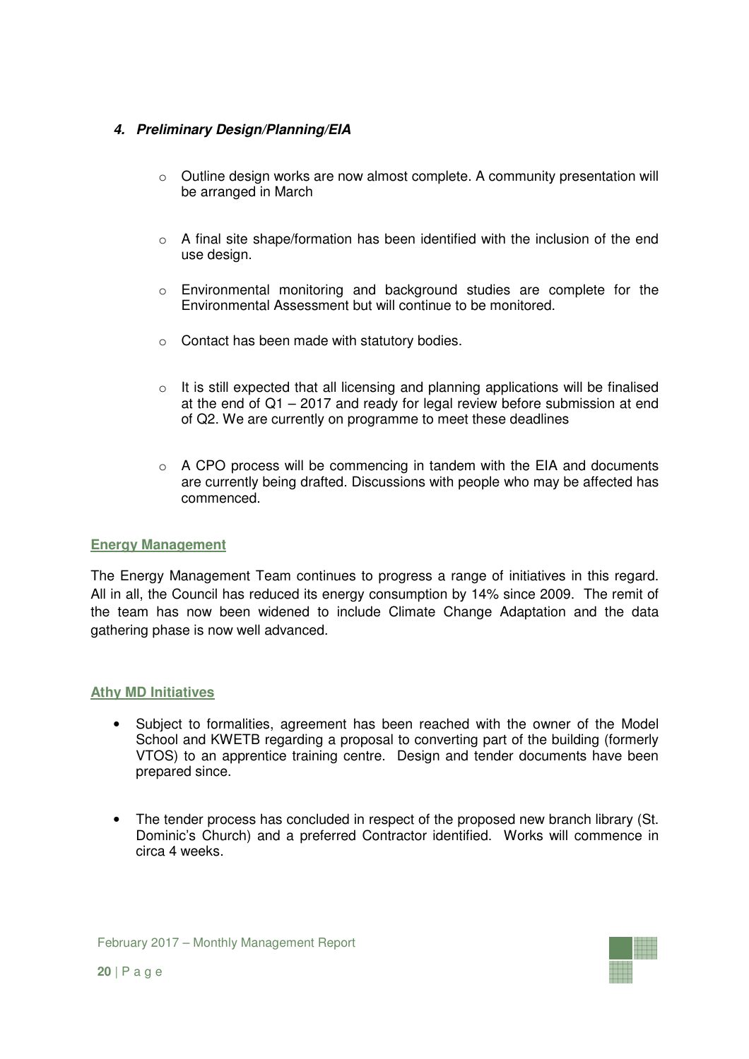### *4. Preliminary Design/Planning/EIA*

- Outline design works are now almost complete. A community presentation will be arranged in March
- A final site shape/formation has been identified with the inclusion of the end use design.
- Environmental monitoring and background studies are complete for the Environmental Assessment but will continue to be monitored.
- Contact has been made with statutory bodies.
- It is still expected that all licensing and planning applications will be finalised at the end of Q1 – 2017 and ready for legal review before submission at end of Q2. We are currently on programme to meet these deadlines
- A CPO process will be commencing in tandem with the EIA and documents are currently being drafted. Discussions with people who may be affected has commenced.

## Energy Management

The Energy Management Team continues to progress a range of initiatives in this regard. All in all, the Council has reduced its energy consumption by 14% since 2009. The remit of the team has now been widened to include Climate Change Adaptation and the data gathering phase is now well advanced.

## Athy MD Initiatives

- Subject to formalities, agreement has been reached with the owner of the Model School and KWETB regarding a proposal to converting part of the building (formerly VTOS) to an apprentice training centre. Design and tender documents have been prepared since.
- The tender process has concluded in respect of the proposed new branch library (St. Dominic's Church) and a preferred Contractor identified. Works will commence in circa 4 weeks.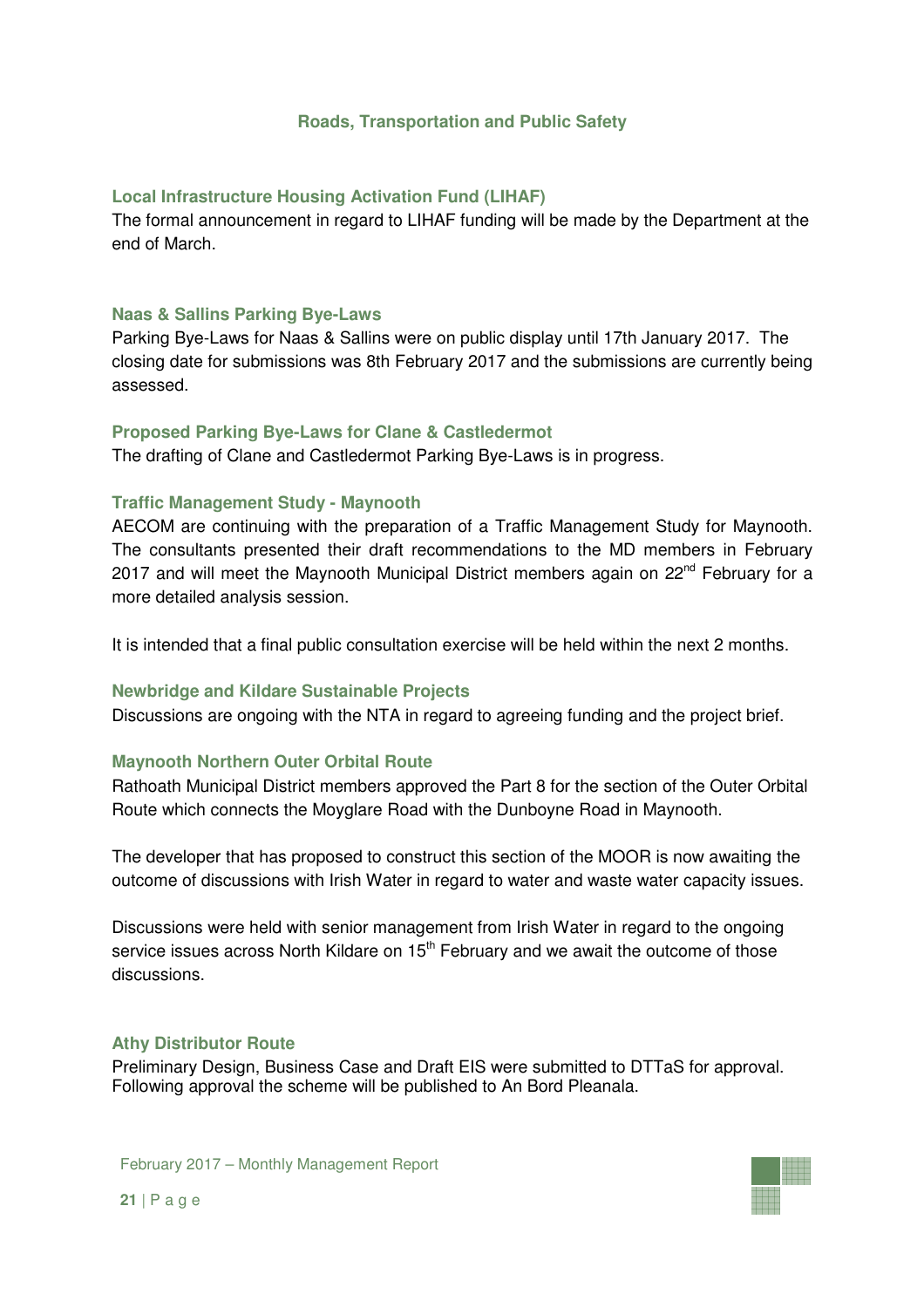## Roads, Transportation and Public Safety

### Local Infrastructure Housing Activation Fund (LIHAF)

The formal announcement in regard to LIHAF funding will be made by the Department at the end of March.

### Naas & Sallins Parking Bye-Laws

Parking Bye-Laws for Naas & Sallins were on public display until 17th January 2017. The closing date for submissions was 8th February 2017 and the submissions are currently being assessed.

### Proposed Parking Bye-Laws for Clane & Castledermot

The drafting of Clane and Castledermot Parking Bye-Laws is in progress.

### Traffic Management Study - Maynooth

AECOM are continuing with the preparation of a Traffic Management Study for Maynooth. The consultants presented their draft recommendations to the MD members in February 2017 and will meet the Maynooth Municipal District members again on 22nd February for a more detailed analysis session.

It is intended that a final public consultation exercise will be held within the next 2 months.

### Newbridge and Kildare Sustainable Projects

Discussions are ongoing with the NTA in regard to agreeing funding and the project brief.

### Maynooth Northern Outer Orbital Route

Rathoath Municipal District members approved the Part 8 for the section of the Outer Orbital Route which connects the Moyglare Road with the Dunboyne Road in Maynooth.

The developer that has proposed to construct this section of the MOOR is now awaiting the outcome of discussions with Irish Water in regard to water and waste water capacity issues.

Discussions were held with senior management from Irish Water in regard to the ongoing service issues across North Kildare on 15th February and we await the outcome of those discussions.

### Athy Distributor Route

Preliminary Design, Business Case and Draft EIS were submitted to DTTaS for approval. Following approval the scheme will be published to An Bord Pleanala.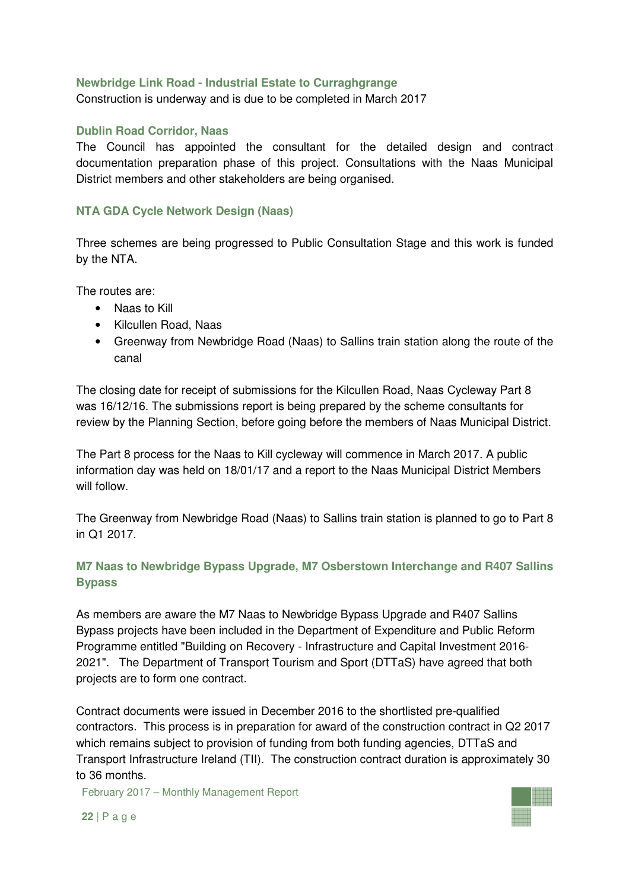### Newbridge Link Road - Industrial Estate to Curraghgrange

Construction is underway and is due to be completed in March 2017

### Dublin Road Corridor, Naas

The Council has appointed the consultant for the detailed design and contract documentation preparation phase of this project. Consultations with the Naas Municipal District members and other stakeholders are being organised.

### NTA GDA Cycle Network Design (Naas)

Three schemes are being progressed to Public Consultation Stage and this work is funded by the NTA.

The routes are:

- Naas to Kill
- Kilcullen Road, Naas
- Greenway from Newbridge Road (Naas) to Sallins train station along the route of the canal

The closing date for receipt of submissions for the Kilcullen Road, Naas Cycleway Part 8 was 16/12/16. The submissions report is being prepared by the scheme consultants for review by the Planning Section, before going before the members of Naas Municipal District.

The Part 8 process for the Naas to Kill cycleway will commence in March 2017. A public information day was held on 18/01/17 and a report to the Naas Municipal District Members will follow.

The Greenway from Newbridge Road (Naas) to Sallins train station is planned to go to Part 8 in Q1 2017.

### M7 Naas to Newbridge Bypass Upgrade, M7 Osberstown Interchange and R407 Sallins Bypass

As members are aware the M7 Naas to Newbridge Bypass Upgrade and R407 Sallins Bypass projects have been included in the Department of Expenditure and Public Reform Programme entitled "Building on Recovery - Infrastructure and Capital Investment 2016-2021". The Department of Transport Tourism and Sport (DTTaS) have agreed that both projects are to form one contract.

Contract documents were issued in December 2016 to the shortlisted pre-qualified contractors. This process is in preparation for award of the construction contract in Q2 2017 which remains subject to provision of funding from both funding agencies, DTTaS and Transport Infrastructure Ireland (TII). The construction contract duration is approximately 30 to 36 months.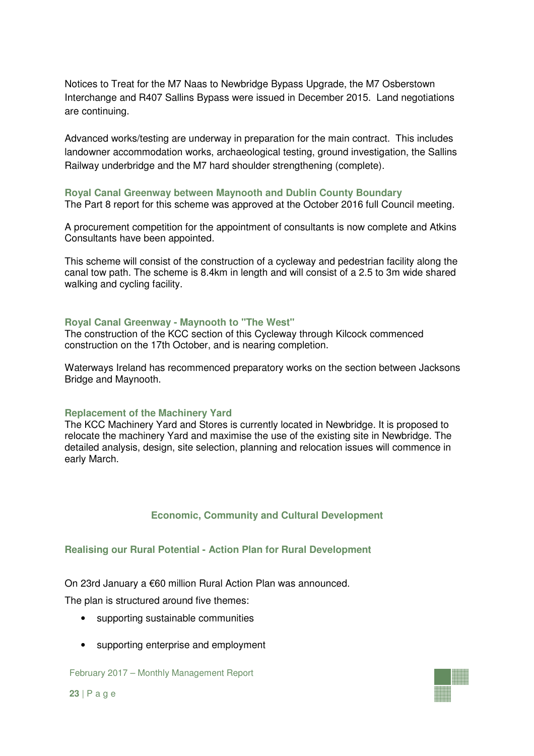Notices to Treat for the M7 Naas to Newbridge Bypass Upgrade, the M7 Osberstown Interchange and R407 Sallins Bypass were issued in December 2015. Land negotiations are continuing.

Advanced works/testing are underway in preparation for the main contract. This includes landowner accommodation works, archaeological testing, ground investigation, the Sallins Railway underbridge and the M7 hard shoulder strengthening (complete).

### Royal Canal Greenway between Maynooth and Dublin County Boundary

The Part 8 report for this scheme was approved at the October 2016 full Council meeting.

A procurement competition for the appointment of consultants is now complete and Atkins Consultants have been appointed.

This scheme will consist of the construction of a cycleway and pedestrian facility along the canal tow path. The scheme is 8.4km in length and will consist of a 2.5 to 3m wide shared walking and cycling facility.

### Royal Canal Greenway - Maynooth to "The West"

The construction of the KCC section of this Cycleway through Kilcock commenced construction on the 17th October, and is nearing completion.

Waterways Ireland has recommenced preparatory works on the section between Jacksons Bridge and Maynooth.

### Replacement of the Machinery Yard

The KCC Machinery Yard and Stores is currently located in Newbridge. It is proposed to relocate the machinery Yard and maximise the use of the existing site in Newbridge. The detailed analysis, design, site selection, planning and relocation issues will commence in early March.

## Economic, Community and Cultural Development

### Realising our Rural Potential - Action Plan for Rural Development

On 23rd January a €60 million Rural Action Plan was announced.

The plan is structured around five themes:

- supporting sustainable communities
- supporting enterprise and employment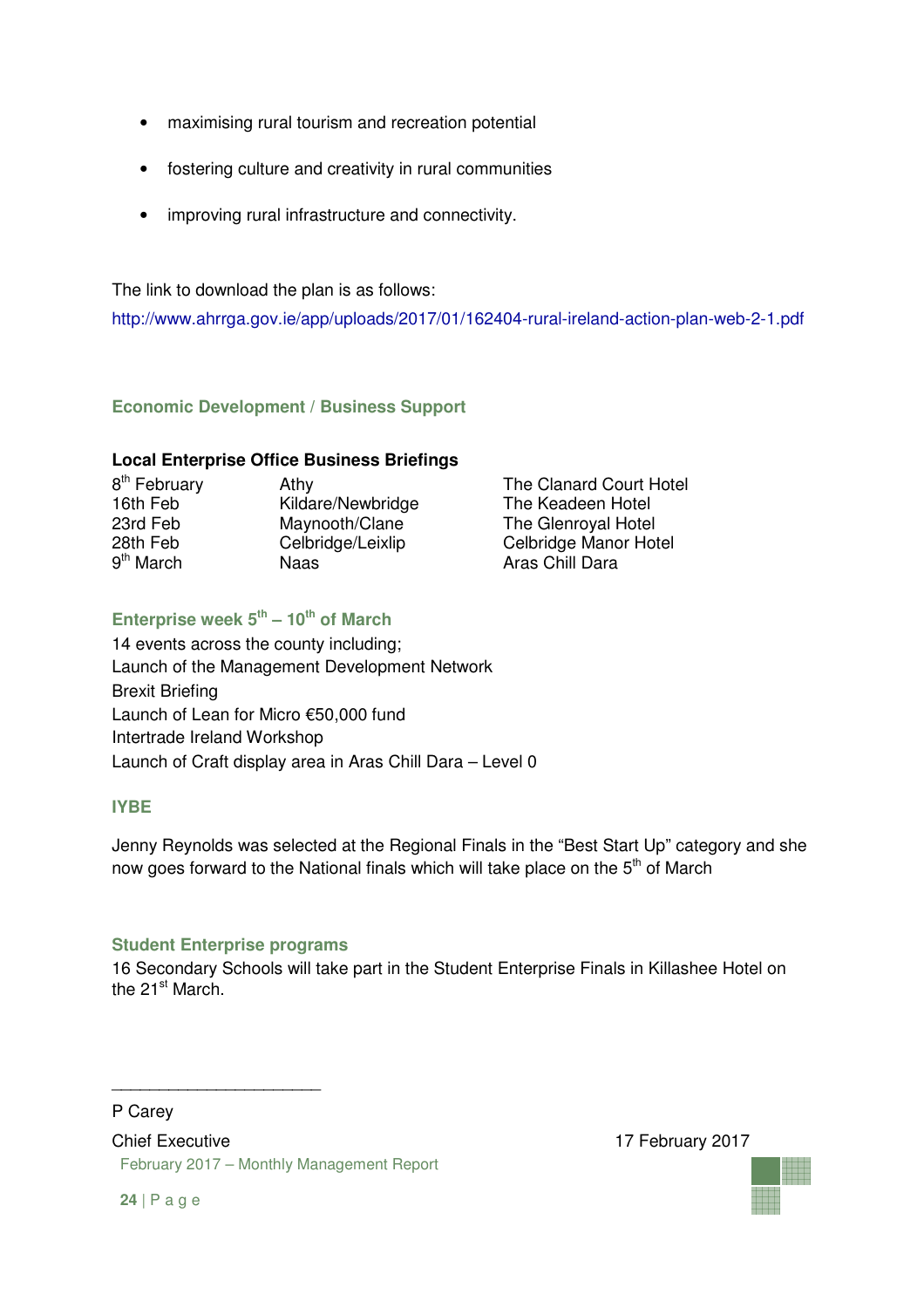- maximising rural tourism and recreation potential
- fostering culture and creativity in rural communities
- improving rural infrastructure and connectivity.

The link to download the plan is as follows:
http://www.ahrrga.gov.ie/app/uploads/2017/01/162404-rural-ireland-action-plan-web-2-1.pdf

## Economic Development / Business Support

**Local Enterprise Office Business Briefings**

| | | |
|---|---|---|
| 8th February | Athy | The Clanard Court Hotel |
| 16th Feb | Kildare/Newbridge | The Keadeen Hotel |
| 23rd Feb | Maynooth/Clane | The Glenroyal Hotel |
| 28th Feb | Celbridge/Leixlip | Celbridge Manor Hotel |
| 9th March | Naas | Aras Chill Dara |

### Enterprise week 5th – 10th of March

14 events across the county including;
Launch of the Management Development Network
Brexit Briefing
Launch of Lean for Micro €50,000 fund
Intertrade Ireland Workshop
Launch of Craft display area in Aras Chill Dara – Level 0

### IYBE

Jenny Reynolds was selected at the Regional Finals in the "Best Start Up" category and she now goes forward to the National finals which will take place on the 5th of March

### Student Enterprise programs

16 Secondary Schools will take part in the Student Enterprise Finals in Killashee Hotel on the 21st March.

______________________

P Carey

Chief Executive

17 February 2017